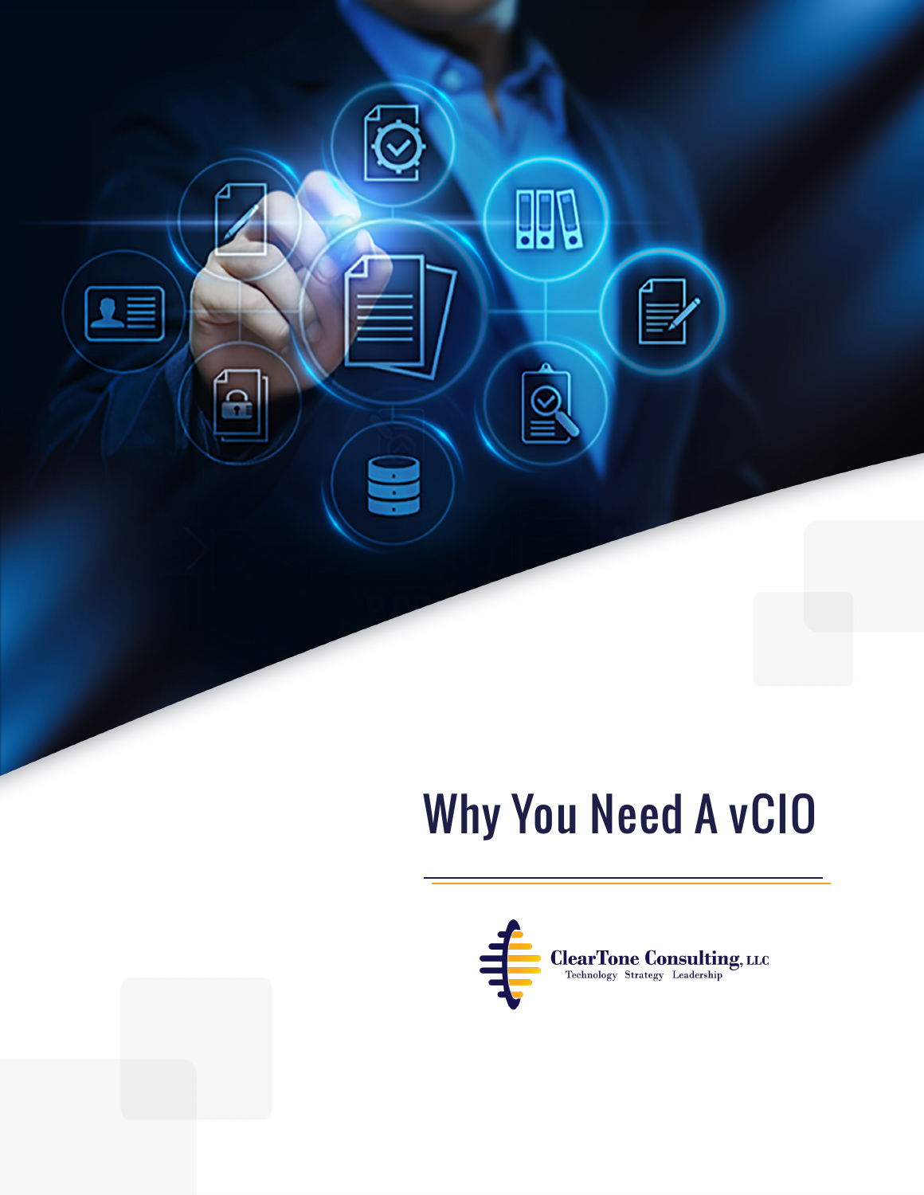# Why You Need A vCIO

ClearTone Consulting, LLC

Technology Strategy Leadership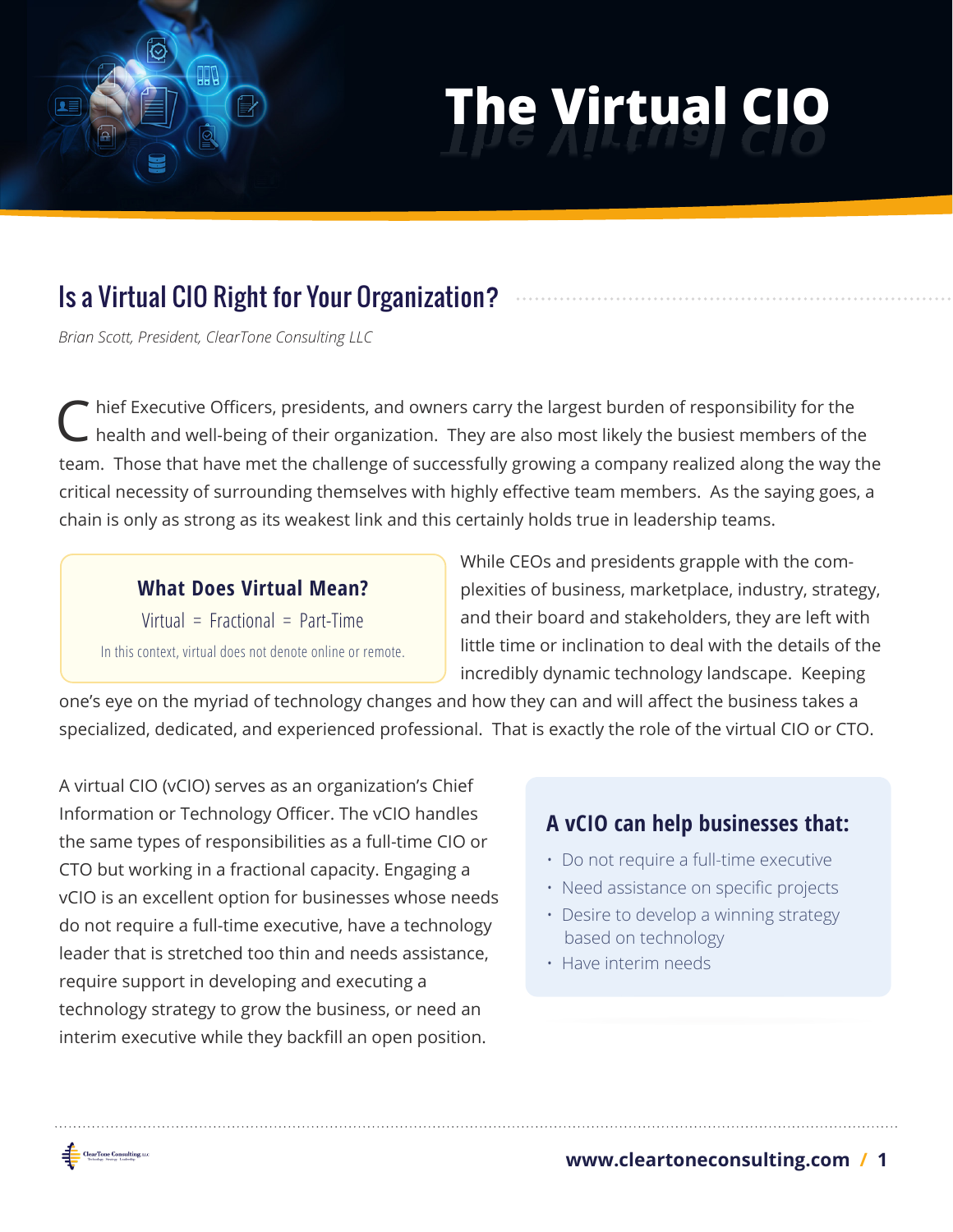# The Virtual CIO

## Is a Virtual CIO Right for Your Organization?

*Brian Scott, President, ClearTone Consulting LLC*

Chief Executive Officers, presidents, and owners carry the largest burden of responsibility for the health and well-being of their organization. They are also most likely the busiest members of the team. Those that have met the challenge of successfully growing a company realized along the way the critical necessity of surrounding themselves with highly effective team members. As the saying goes, a chain is only as strong as its weakest link and this certainly holds true in leadership teams.

> **What Does Virtual Mean?**
>
> Virtual = Fractional = Part-Time
>
> In this context, virtual does not denote online or remote.

While CEOs and presidents grapple with the complexities of business, marketplace, industry, strategy, and their board and stakeholders, they are left with little time or inclination to deal with the details of the incredibly dynamic technology landscape. Keeping one's eye on the myriad of technology changes and how they can and will affect the business takes a specialized, dedicated, and experienced professional. That is exactly the role of the virtual CIO or CTO.

A virtual CIO (vCIO) serves as an organization's Chief Information or Technology Officer. The vCIO handles the same types of responsibilities as a full-time CIO or CTO but working in a fractional capacity. Engaging a vCIO is an excellent option for businesses whose needs do not require a full-time executive, have a technology leader that is stretched too thin and needs assistance, require support in developing and executing a technology strategy to grow the business, or need an interim executive while they backfill an open position.

### A vCIO can help businesses that:

- Do not require a full-time executive
- Need assistance on specific projects
- Desire to develop a winning strategy based on technology
- Have interim needs

www.cleartoneconsulting.com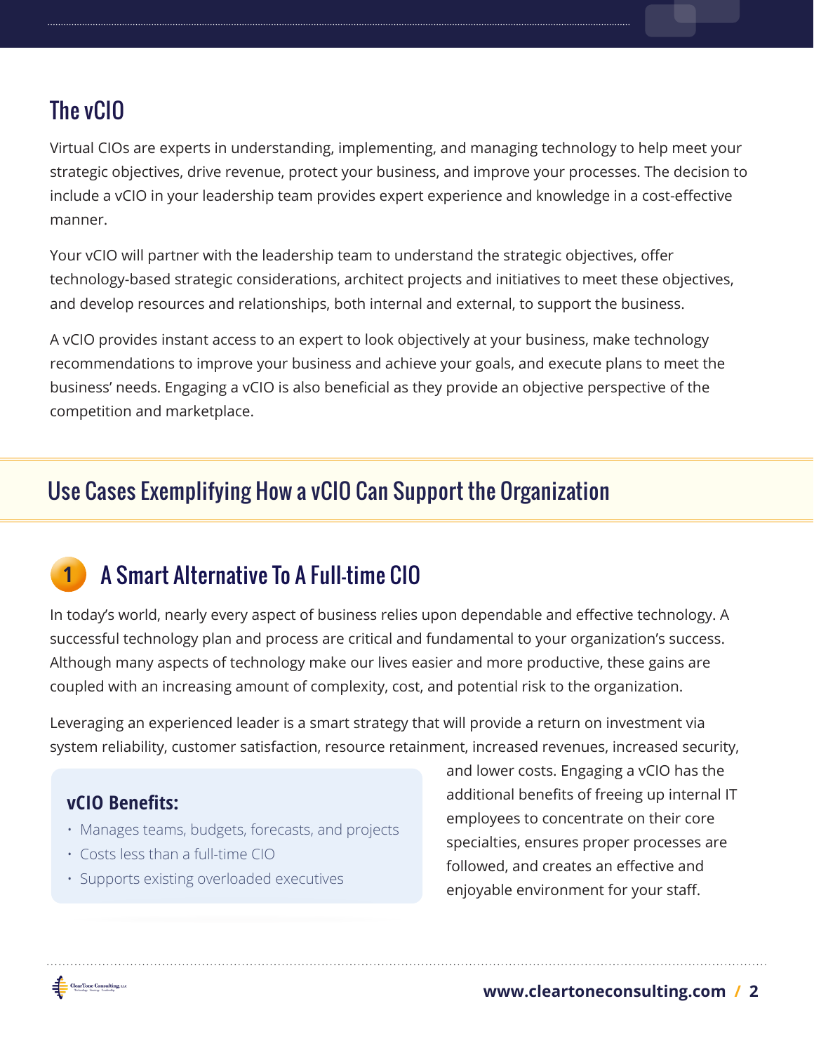## The vCIO

Virtual CIOs are experts in understanding, implementing, and managing technology to help meet your strategic objectives, drive revenue, protect your business, and improve your processes. The decision to include a vCIO in your leadership team provides expert experience and knowledge in a cost-effective manner.

Your vCIO will partner with the leadership team to understand the strategic objectives, offer technology-based strategic considerations, architect projects and initiatives to meet these objectives, and develop resources and relationships, both internal and external, to support the business.

A vCIO provides instant access to an expert to look objectively at your business, make technology recommendations to improve your business and achieve your goals, and execute plans to meet the business' needs. Engaging a vCIO is also beneficial as they provide an objective perspective of the competition and marketplace.

## Use Cases Exemplifying How a vCIO Can Support the Organization

### 1 A Smart Alternative To A Full-time CIO

In today's world, nearly every aspect of business relies upon dependable and effective technology. A successful technology plan and process are critical and fundamental to your organization's success. Although many aspects of technology make our lives easier and more productive, these gains are coupled with an increasing amount of complexity, cost, and potential risk to the organization.

Leveraging an experienced leader is a smart strategy that will provide a return on investment via system reliability, customer satisfaction, resource retainment, increased revenues, increased security, and lower costs. Engaging a vCIO has the additional benefits of freeing up internal IT employees to concentrate on their core specialties, ensures proper processes are followed, and creates an effective and enjoyable environment for your staff.

**vCIO Benefits:**

- Manages teams, budgets, forecasts, and projects
- Costs less than a full-time CIO
- Supports existing overloaded executives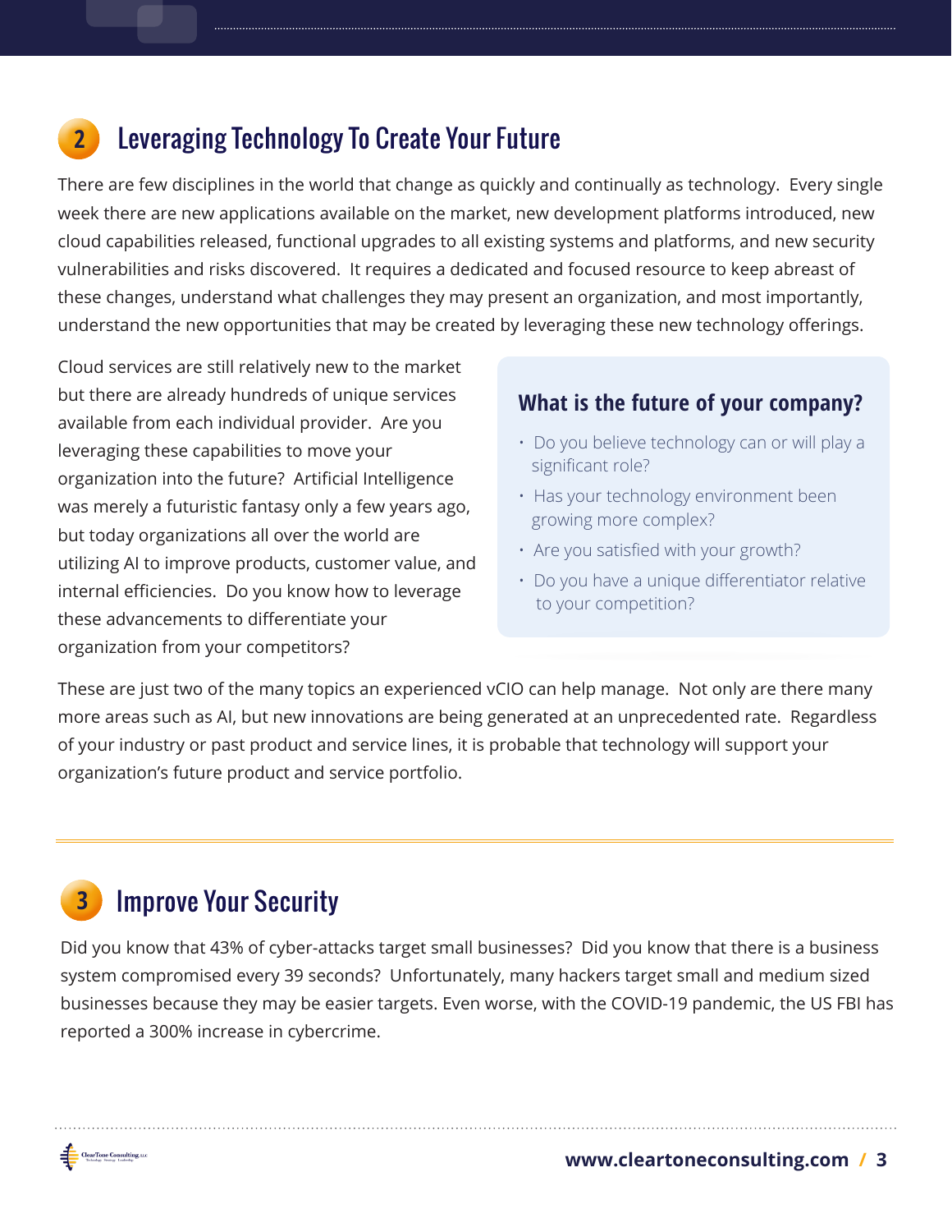## 2 Leveraging Technology To Create Your Future

There are few disciplines in the world that change as quickly and continually as technology. Every single week there are new applications available on the market, new development platforms introduced, new cloud capabilities released, functional upgrades to all existing systems and platforms, and new security vulnerabilities and risks discovered. It requires a dedicated and focused resource to keep abreast of these changes, understand what challenges they may present an organization, and most importantly, understand the new opportunities that may be created by leveraging these new technology offerings.

Cloud services are still relatively new to the market but there are already hundreds of unique services available from each individual provider. Are you leveraging these capabilities to move your organization into the future? Artificial Intelligence was merely a futuristic fantasy only a few years ago, but today organizations all over the world are utilizing AI to improve products, customer value, and internal efficiencies. Do you know how to leverage these advancements to differentiate your organization from your competitors?

### What is the future of your company?

- Do you believe technology can or will play a significant role?
- Has your technology environment been growing more complex?
- Are you satisfied with your growth?
- Do you have a unique differentiator relative to your competition?

These are just two of the many topics an experienced vCIO can help manage. Not only are there many more areas such as AI, but new innovations are being generated at an unprecedented rate. Regardless of your industry or past product and service lines, it is probable that technology will support your organization's future product and service portfolio.

---

## 3 Improve Your Security

Did you know that 43% of cyber-attacks target small businesses? Did you know that there is a business system compromised every 39 seconds? Unfortunately, many hackers target small and medium sized businesses because they may be easier targets. Even worse, with the COVID-19 pandemic, the US FBI has reported a 300% increase in cybercrime.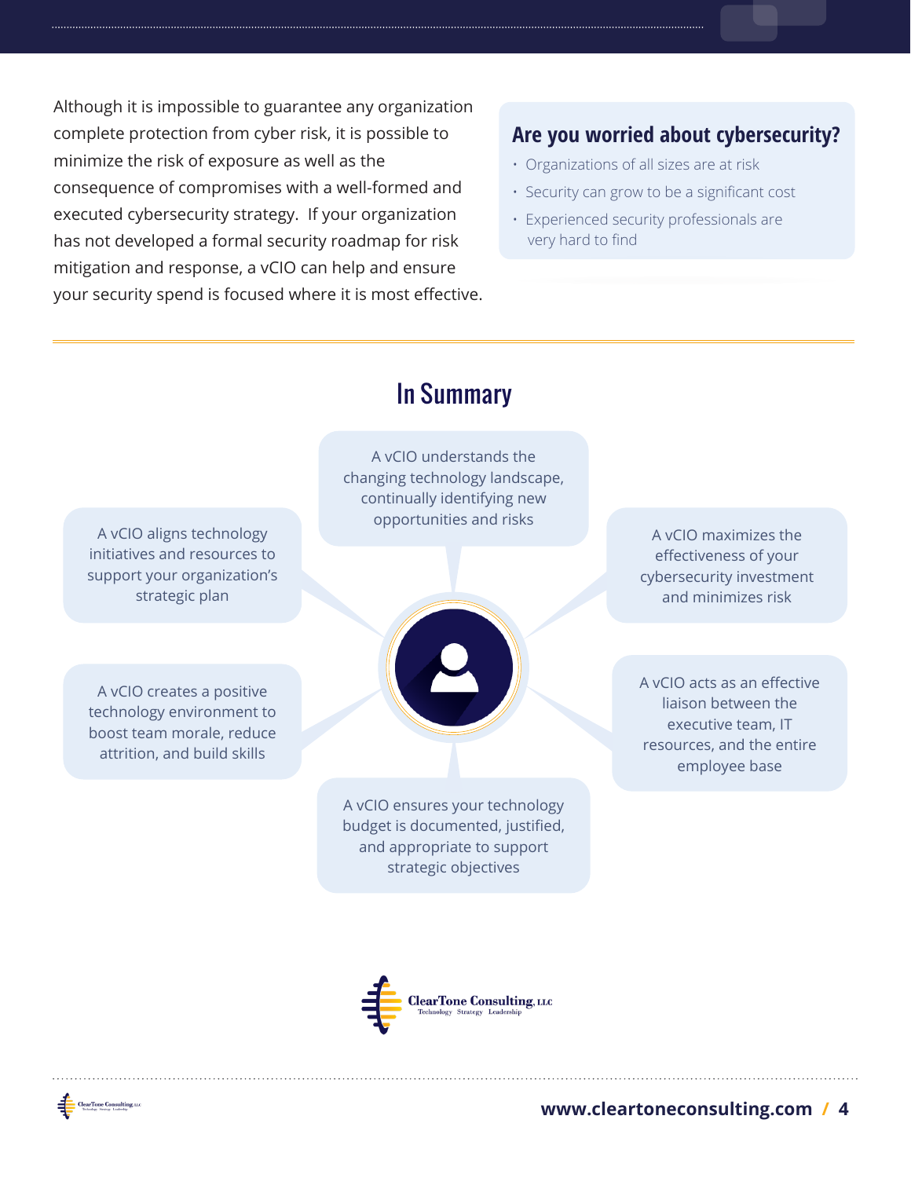Although it is impossible to guarantee any organization complete protection from cyber risk, it is possible to minimize the risk of exposure as well as the consequence of compromises with a well-formed and executed cybersecurity strategy. If your organization has not developed a formal security roadmap for risk mitigation and response, a vCIO can help and ensure your security spend is focused where it is most effective.

### Are you worried about cybersecurity?

- Organizations of all sizes are at risk
- Security can grow to be a significant cost
- Experienced security professionals are very hard to find

## In Summary

- A vCIO understands the changing technology landscape, continually identifying new opportunities and risks
- A vCIO aligns technology initiatives and resources to support your organization's strategic plan
- A vCIO maximizes the effectiveness of your cybersecurity investment and minimizes risk
- A vCIO creates a positive technology environment to boost team morale, reduce attrition, and build skills
- A vCIO acts as an effective liaison between the executive team, IT resources, and the entire employee base
- A vCIO ensures your technology budget is documented, justified, and appropriate to support strategic objectives

ClearTone Consulting, LLC
Technology Strategy Leadership